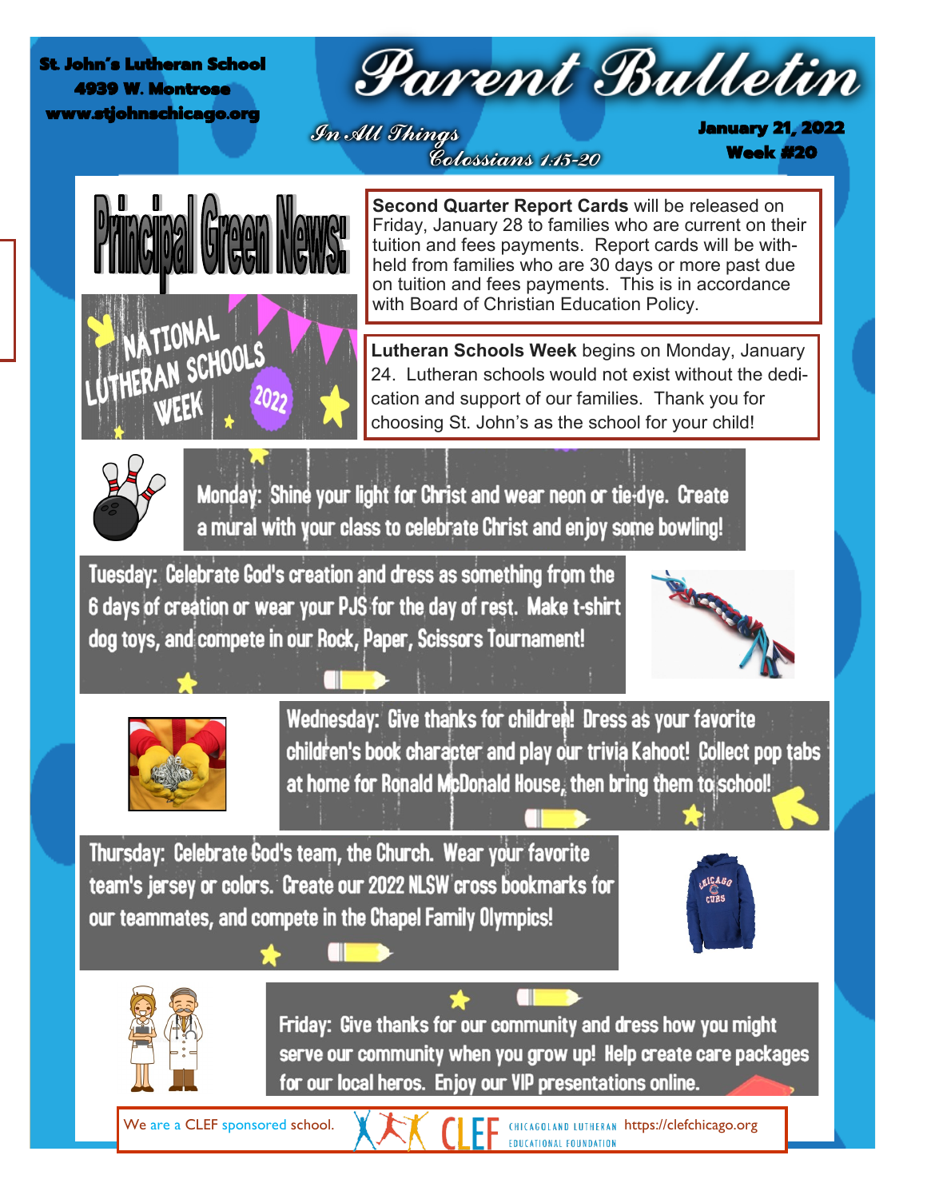St. John's Lutheran School
4939 W. Montrose
www.stjohnschicago.org

# Parent Bulletin

*In All Things*
*Colossians 1:15-20*

January 21, 2022
Week #20

## Principal Green News:

NATIONAL LUTHERAN SCHOOLS WEEK 2022

**Second Quarter Report Cards** will be released on Friday, January 28 to families who are current on their tuition and fees payments. Report cards will be with-held from families who are 30 days or more past due on tuition and fees payments. This is in accordance with Board of Christian Education Policy.

**Lutheran Schools Week** begins on Monday, January 24. Lutheran schools would not exist without the dedi-cation and support of our families. Thank you for choosing St. John's as the school for your child!

Monday: Shine your light for Christ and wear neon or tie-dye. Create a mural with your class to celebrate Christ and enjoy some bowling!

Tuesday: Celebrate God's creation and dress as something from the 6 days of creation or wear your PJS for the day of rest. Make t-shirt dog toys, and compete in our Rock, Paper, Scissors Tournament!

Wednesday: Give thanks for children! Dress as your favorite children's book character and play our trivia Kahoot! Collect pop tabs at home for Ronald McDonald House, then bring them to school!

Thursday: Celebrate God's team, the Church. Wear your favorite team's jersey or colors. Create our 2022 NLSW cross bookmarks for our teammates, and compete in the Chapel Family Olympics!

Friday: Give thanks for our community and dress how you might serve our community when you grow up! Help create care packages for our local heros. Enjoy our VIP presentations online.

We are a CLEF sponsored school. CLEF CHICAGOLAND LUTHERAN EDUCATIONAL FOUNDATION https://clefchicago.org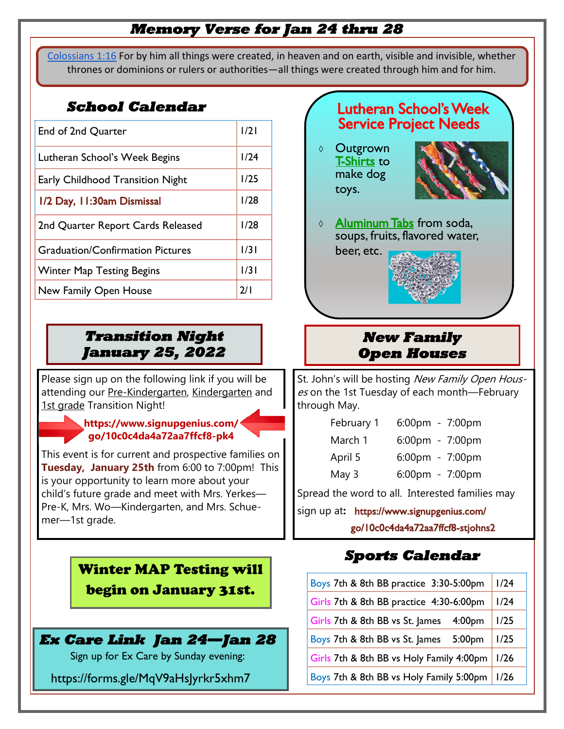# Memory Verse for Jan 24 thru 28

Colossians 1:16 For by him all things were created, in heaven and on earth, visible and invisible, whether thrones or dominions or rulers or authorities—all things were created through him and for him.

## School Calendar

| | |
|---|---|
| End of 2nd Quarter | 1/21 |
| Lutheran School's Week Begins | 1/24 |
| Early Childhood Transition Night | 1/25 |
| 1/2 Day, 11:30am Dismissal | 1/28 |
| 2nd Quarter Report Cards Released | 1/28 |
| Graduation/Confirmation Pictures | 1/31 |
| Winter Map Testing Begins | 1/31 |
| New Family Open House | 2/1 |

## Lutheran School's Week Service Project Needs

- Outgrown T-Shirts to make dog toys.
- Aluminum Tabs from soda, soups, fruits, flavored water, beer, etc.

## Transition Night January 25, 2022

Please sign up on the following link if you will be attending our Pre-Kindergarten, Kindergarten and 1st grade Transition Night!

**https://www.signupgenius.com/go/10c0c4da4a72aa7ffcf8-pk4**

This event is for current and prospective families on **Tuesday, January 25th** from 6:00 to 7:00pm! This is your opportunity to learn more about your child's future grade and meet with Mrs. Yerkes—Pre-K, Mrs. Wo—Kindergarten, and Mrs. Schuemer—1st grade.

## New Family Open Houses

St. John's will be hosting *New Family Open Houses* on the 1st Tuesday of each month—February through May.

| | |
|---|---|
| February 1 | 6:00pm - 7:00pm |
| March 1 | 6:00pm - 7:00pm |
| April 5 | 6:00pm - 7:00pm |
| May 3 | 6:00pm - 7:00pm |

Spread the word to all. Interested families may sign up at: https://www.signupgenius.com/go/10c0c4da4a72aa7ffcf8-stjohns2

## Winter MAP Testing will begin on January 31st.

## Ex Care Link Jan 24—Jan 28

Sign up for Ex Care by Sunday evening:

https://forms.gle/MqV9aHsJyrkr5xhm7

## Sports Calendar

| | |
|---|---|
| Boys 7th & 8th BB practice 3:30-5:00pm | 1/24 |
| Girls 7th & 8th BB practice 4:30-6:00pm | 1/24 |
| Girls 7th & 8th BB vs St. James 4:00pm | 1/25 |
| Boys 7th & 8th BB vs St. James 5:00pm | 1/25 |
| Girls 7th & 8th BB vs Holy Family 4:00pm | 1/26 |
| Boys 7th & 8th BB vs Holy Family 5:00pm | 1/26 |